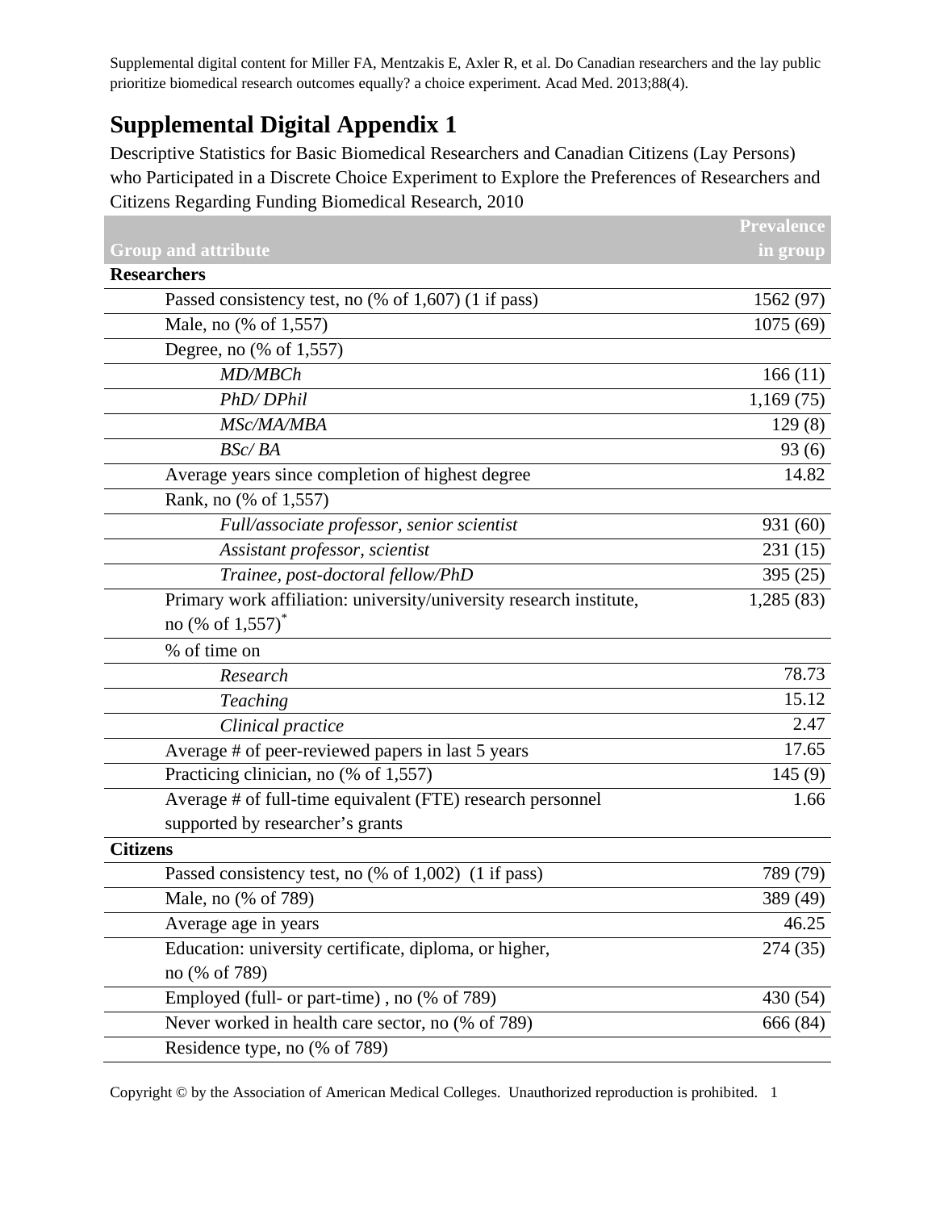Supplemental digital content for Miller FA, Mentzakis E, Axler R, et al. Do Canadian researchers and the lay public prioritize biomedical research outcomes equally? a choice experiment. Acad Med. 2013;88(4).

# Supplemental Digital Appendix 1

Descriptive Statistics for Basic Biomedical Researchers and Canadian Citizens (Lay Persons) who Participated in a Discrete Choice Experiment to Explore the Preferences of Researchers and Citizens Regarding Funding Biomedical Research, 2010

| Group and attribute | Prevalence in group |
|---|---|
| **Researchers** | |
| Passed consistency test, no (% of 1,607) (1 if pass) | 1562 (97) |
| Male, no (% of 1,557) | 1075 (69) |
| Degree, no (% of 1,557) | |
| *MD/MBCh* | 166 (11) |
| *PhD/ DPhil* | 1,169 (75) |
| *MSc/MA/MBA* | 129 (8) |
| *BSc/ BA* | 93 (6) |
| Average years since completion of highest degree | 14.82 |
| Rank, no (% of 1,557) | |
| *Full/associate professor, senior scientist* | 931 (60) |
| *Assistant professor, scientist* | 231 (15) |
| *Trainee, post-doctoral fellow/PhD* | 395 (25) |
| Primary work affiliation: university/university research institute, no (% of 1,557)* | 1,285 (83) |
| % of time on | |
| *Research* | 78.73 |
| *Teaching* | 15.12 |
| *Clinical practice* | 2.47 |
| Average # of peer-reviewed papers in last 5 years | 17.65 |
| Practicing clinician, no (% of 1,557) | 145 (9) |
| Average # of full-time equivalent (FTE) research personnel supported by researcher's grants | 1.66 |
| **Citizens** | |
| Passed consistency test, no (% of 1,002) (1 if pass) | 789 (79) |
| Male, no (% of 789) | 389 (49) |
| Average age in years | 46.25 |
| Education: university certificate, diploma, or higher, no (% of 789) | 274 (35) |
| Employed (full- or part-time) , no (% of 789) | 430 (54) |
| Never worked in health care sector, no (% of 789) | 666 (84) |
| Residence type, no (% of 789) | |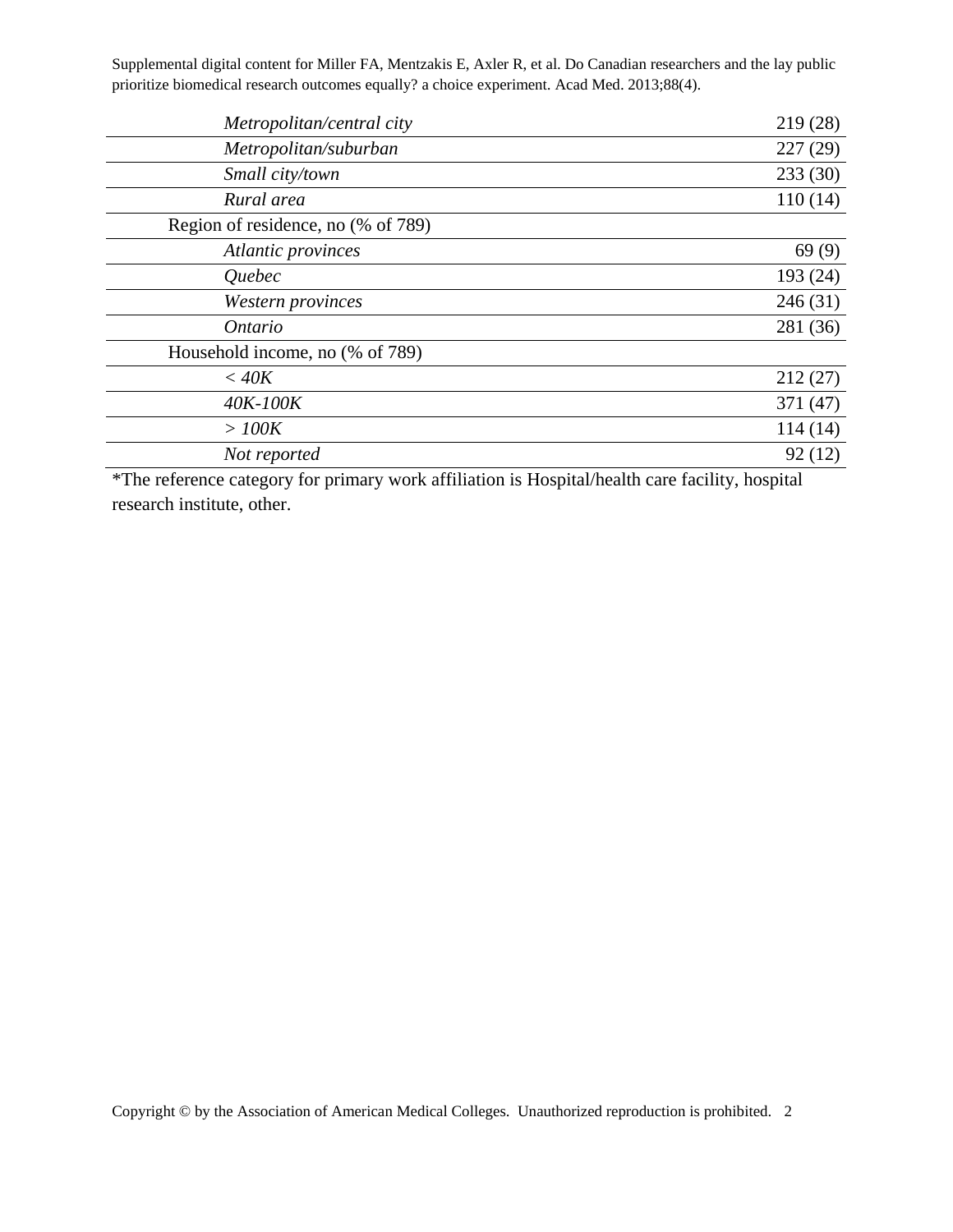| | |
|---|---|
| *Metropolitan/central city* | 219 (28) |
| *Metropolitan/suburban* | 227 (29) |
| *Small city/town* | 233 (30) |
| *Rural area* | 110 (14) |
| Region of residence, no (% of 789) | |
| *Atlantic provinces* | 69 (9) |
| *Quebec* | 193 (24) |
| *Western provinces* | 246 (31) |
| *Ontario* | 281 (36) |
| Household income, no (% of 789) | |
| *< 40K* | 212 (27) |
| *40K-100K* | 371 (47) |
| *> 100K* | 114 (14) |
| *Not reported* | 92 (12) |

*The reference category for primary work affiliation is Hospital/health care facility, hospital research institute, other.